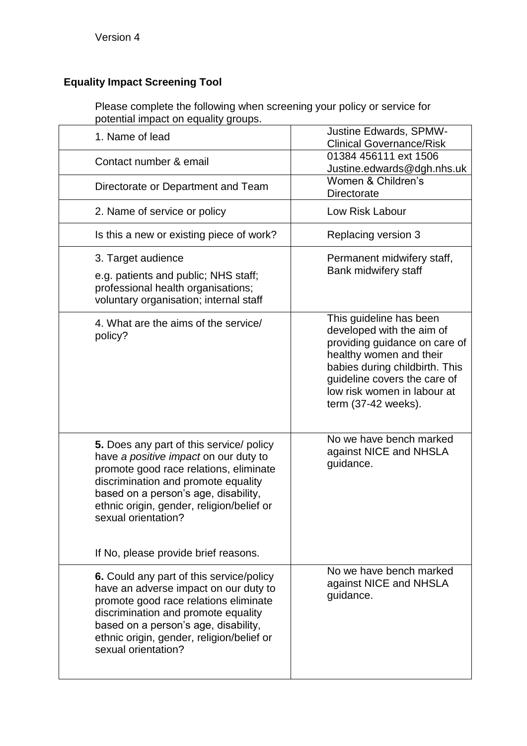Version 4

## Equality Impact Screening Tool

Please complete the following when screening your policy or service for potential impact on equality groups.

| | |
|---|---|
| 1. Name of lead | Justine Edwards, SPMW-Clinical Governance/Risk |
| Contact number & email | 01384 456111 ext 1506 Justine.edwards@dgh.nhs.uk |
| Directorate or Department and Team | Women & Children's Directorate |
| 2. Name of service or policy | Low Risk Labour |
| Is this a new or existing piece of work? | Replacing version 3 |
| 3. Target audience<br>e.g. patients and public; NHS staff; professional health organisations; voluntary organisation; internal staff | Permanent midwifery staff, Bank midwifery staff |
| 4. What are the aims of the service/ policy? | This guideline has been developed with the aim of providing guidance on care of healthy women and their babies during childbirth. This guideline covers the care of low risk women in labour at term (37-42 weeks). |
| **5.** Does any part of this service/ policy have *a positive impact* on our duty to promote good race relations, eliminate discrimination and promote equality based on a person's age, disability, ethnic origin, gender, religion/belief or sexual orientation?<br><br>If No, please provide brief reasons. | No we have bench marked against NICE and NHSLA guidance. |
| **6.** Could any part of this service/policy have an adverse impact on our duty to promote good race relations eliminate discrimination and promote equality based on a person's age, disability, ethnic origin, gender, religion/belief or sexual orientation? | No we have bench marked against NICE and NHSLA guidance. |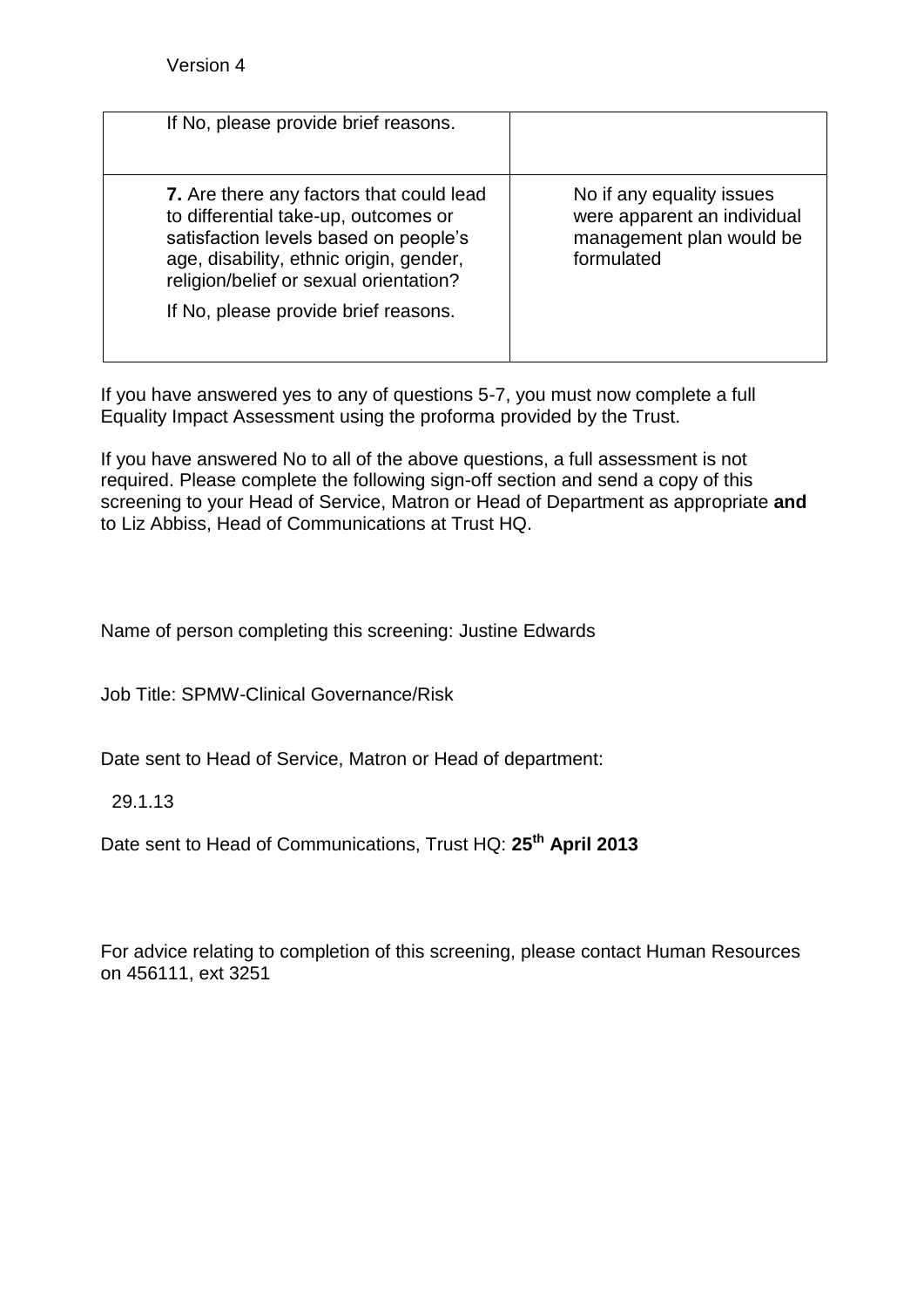| | |
|---|---|
| If No, please provide brief reasons. | |
| **7.** Are there any factors that could lead to differential take-up, outcomes or satisfaction levels based on people's age, disability, ethnic origin, gender, religion/belief or sexual orientation?<br><br>If No, please provide brief reasons. | No if any equality issues were apparent an individual management plan would be formulated |

If you have answered yes to any of questions 5-7, you must now complete a full Equality Impact Assessment using the proforma provided by the Trust.

If you have answered No to all of the above questions, a full assessment is not required. Please complete the following sign-off section and send a copy of this screening to your Head of Service, Matron or Head of Department as appropriate **and** to Liz Abbiss, Head of Communications at Trust HQ.

Name of person completing this screening: Justine Edwards

Job Title: SPMW-Clinical Governance/Risk

Date sent to Head of Service, Matron or Head of department:

29.1.13

Date sent to Head of Communications, Trust HQ: **25th April 2013**

For advice relating to completion of this screening, please contact Human Resources on 456111, ext 3251